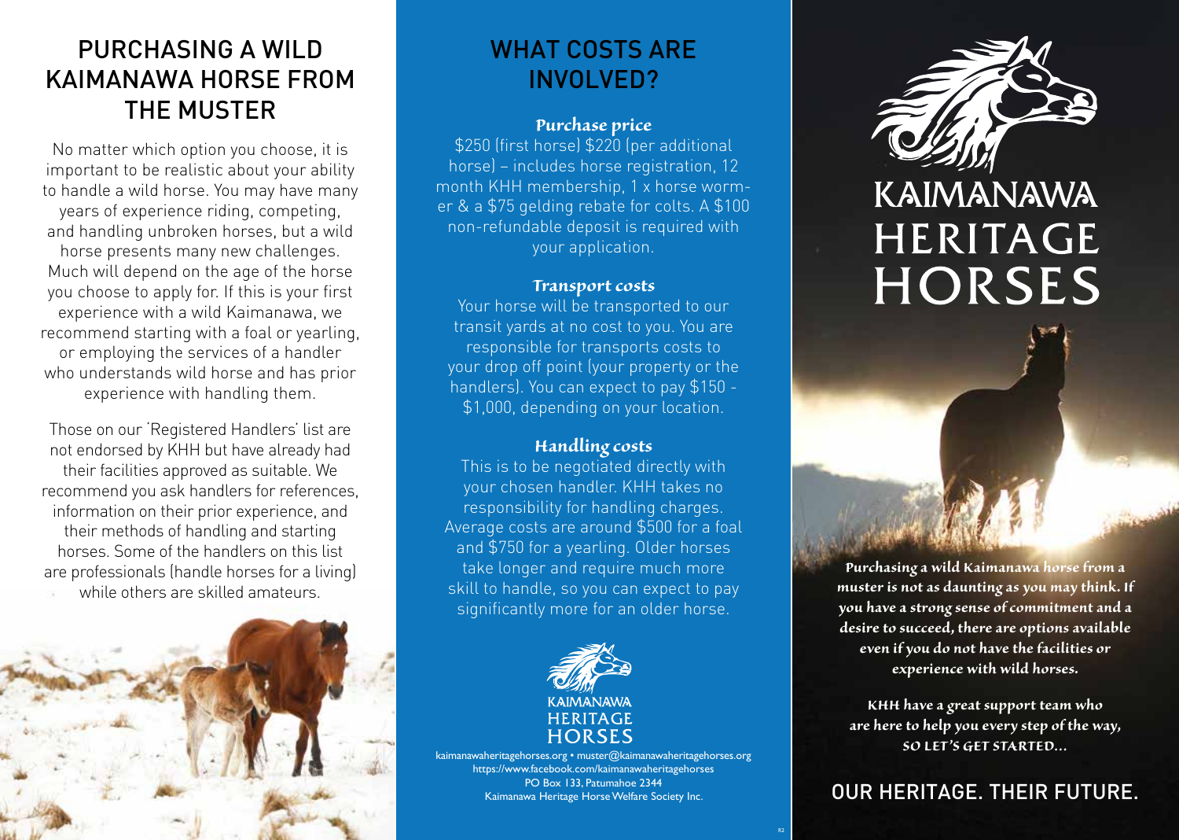## PURCHASING A WILD KAIMANAWA HORSE FROM THE MUSTER

No matter which option you choose, it is important to be realistic about your ability to handle a wild horse. You may have many years of experience riding, competing, and handling unbroken horses, but a wild horse presents many new challenges. Much will depend on the age of the horse you choose to apply for. If this is your first experience with a wild Kaimanawa, we recommend starting with a foal or yearling, or employing the services of a handler who understands wild horse and has prior experience with handling them.

Those on our 'Registered Handlers' list are not endorsed by KHH but have already had their facilities approved as suitable. We recommend you ask handlers for references, information on their prior experience, and their methods of handling and starting horses. Some of the handlers on this list are professionals (handle horses for a living) while others are skilled amateurs.

## WHAT COSTS ARE INVOLVED?

### *Purchase price*

$250 (first horse) $220 (per additional horse) – includes horse registration, 12 month KHH membership, 1 x horse wormer & a $75 gelding rebate for colts. A $100 non-refundable deposit is required with your application.

### *Transport costs*

Your horse will be transported to our transit yards at no cost to you. You are responsible for transports costs to your drop off point (your property or the handlers). You can expect to pay $150 - $1,000, depending on your location.

### *Handling costs*

This is to be negotiated directly with your chosen handler. KHH takes no responsibility for handling charges. Average costs are around $500 for a foal and $750 for a yearling. Older horses take longer and require much more skill to handle, so you can expect to pay significantly more for an older horse.

KAIMANAWA HERITAGE HORSES

kaimanawaheritagehorses.org • muster@kaimanawaheritagehorses.org
https://www.facebook.com/kaimanawaheritagehorses
PO Box 133, Patumahoe 2344
Kaimanawa Heritage Horse Welfare Society Inc.

# KAIMANAWA HERITAGE HORSES

*Purchasing a wild Kaimanawa horse from a muster is not as daunting as you may think. If you have a strong sense of commitment and a desire to succeed, there are options available even if you do not have the facilities or experience with wild horses.*

*KHH have a great support team who are here to help you every step of the way, SO LET'S GET STARTED...*

## OUR HERITAGE. THEIR FUTURE.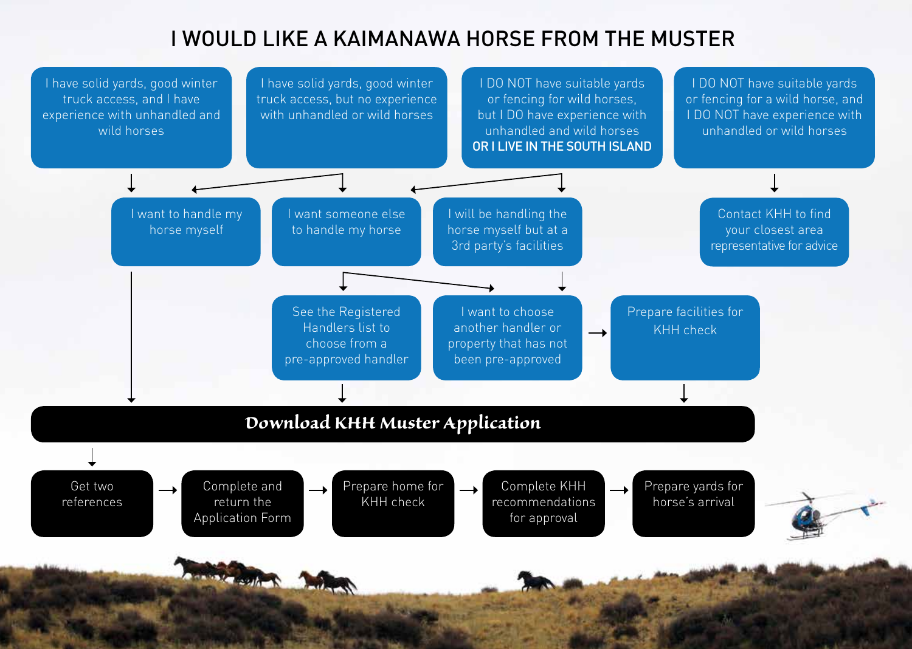# I WOULD LIKE A KAIMANAWA HORSE FROM THE MUSTER

I have solid yards, good winter truck access, and I have experience with unhandled and wild horses

I have solid yards, good winter truck access, but no experience with unhandled or wild horses

I DO NOT have suitable yards or fencing for wild horses, but I DO have experience with unhandled and wild horses **OR I LIVE IN THE SOUTH ISLAND**

I DO NOT have suitable yards or fencing for a wild horse, and I DO NOT have experience with unhandled or wild horses

I want to handle my horse myself

I want someone else to handle my horse

I will be handling the horse myself but at a 3rd party's facilities

Contact KHH to find your closest area representative for advice

See the Registered Handlers list to choose from a pre-approved handler

I want to choose another handler or property that has not been pre-approved

Prepare facilities for KHH check

**Download KHH Muster Application**

Get two references

Complete and return the Application Form

Prepare home for KHH check

Complete KHH recommendations for approval

Prepare yards for horse's arrival